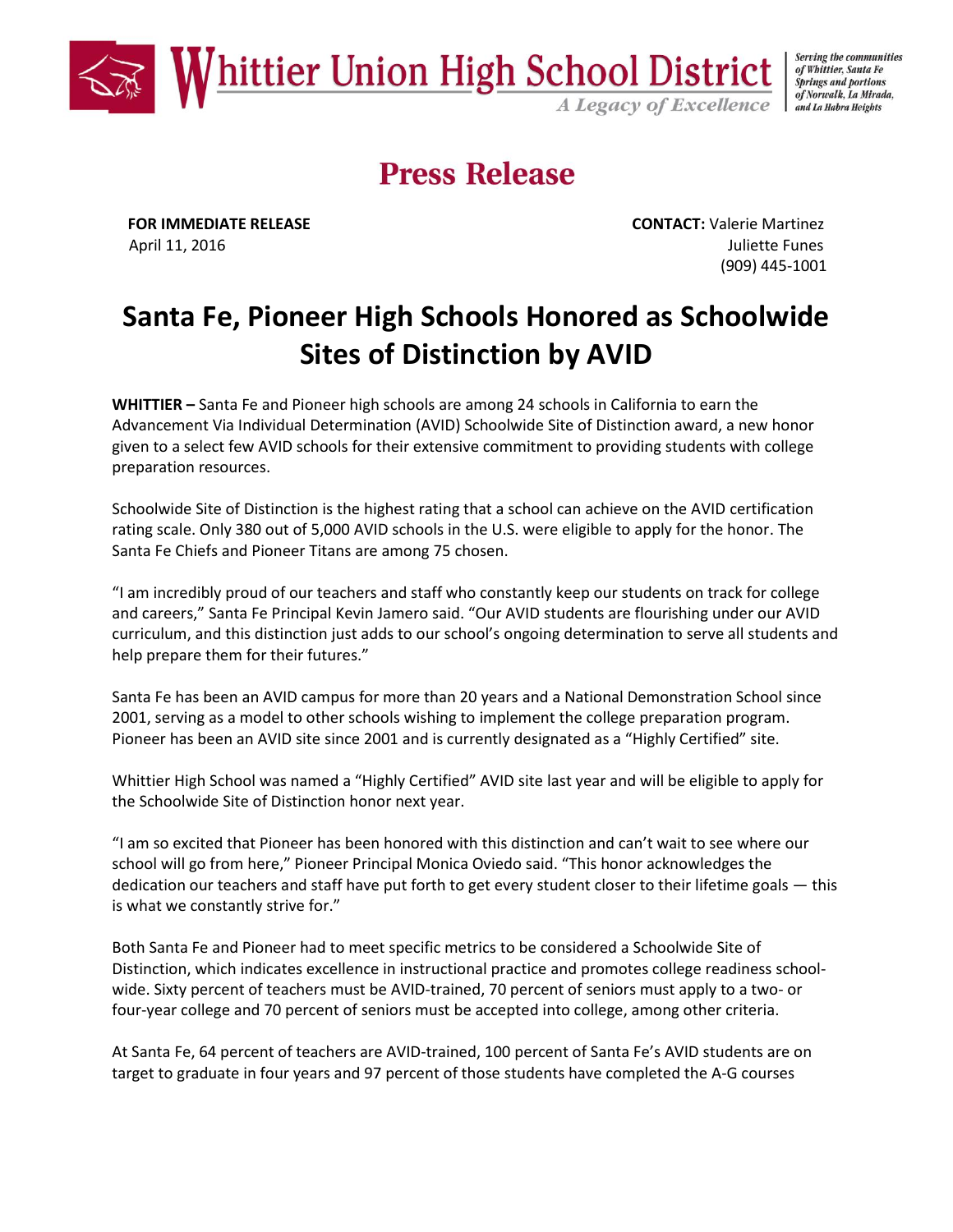**Whittier Union High School District**

*A Legacy of Excellence*

*Serving the communities of Whittier, Santa Fe Springs and portions of Norwalk, La Mirada, and La Habra Heights*

# Press Release

**FOR IMMEDIATE RELEASE**
April 11, 2016

**CONTACT:** Valerie Martinez
Juliette Funes
(909) 445-1001

## Santa Fe, Pioneer High Schools Honored as Schoolwide Sites of Distinction by AVID

**WHITTIER –** Santa Fe and Pioneer high schools are among 24 schools in California to earn the Advancement Via Individual Determination (AVID) Schoolwide Site of Distinction award, a new honor given to a select few AVID schools for their extensive commitment to providing students with college preparation resources.

Schoolwide Site of Distinction is the highest rating that a school can achieve on the AVID certification rating scale. Only 380 out of 5,000 AVID schools in the U.S. were eligible to apply for the honor. The Santa Fe Chiefs and Pioneer Titans are among 75 chosen.

"I am incredibly proud of our teachers and staff who constantly keep our students on track for college and careers," Santa Fe Principal Kevin Jamero said. "Our AVID students are flourishing under our AVID curriculum, and this distinction just adds to our school's ongoing determination to serve all students and help prepare them for their futures."

Santa Fe has been an AVID campus for more than 20 years and a National Demonstration School since 2001, serving as a model to other schools wishing to implement the college preparation program. Pioneer has been an AVID site since 2001 and is currently designated as a "Highly Certified" site.

Whittier High School was named a "Highly Certified" AVID site last year and will be eligible to apply for the Schoolwide Site of Distinction honor next year.

"I am so excited that Pioneer has been honored with this distinction and can't wait to see where our school will go from here," Pioneer Principal Monica Oviedo said. "This honor acknowledges the dedication our teachers and staff have put forth to get every student closer to their lifetime goals — this is what we constantly strive for."

Both Santa Fe and Pioneer had to meet specific metrics to be considered a Schoolwide Site of Distinction, which indicates excellence in instructional practice and promotes college readiness school-wide. Sixty percent of teachers must be AVID-trained, 70 percent of seniors must apply to a two- or four-year college and 70 percent of seniors must be accepted into college, among other criteria.

At Santa Fe, 64 percent of teachers are AVID-trained, 100 percent of Santa Fe's AVID students are on target to graduate in four years and 97 percent of those students have completed the A-G courses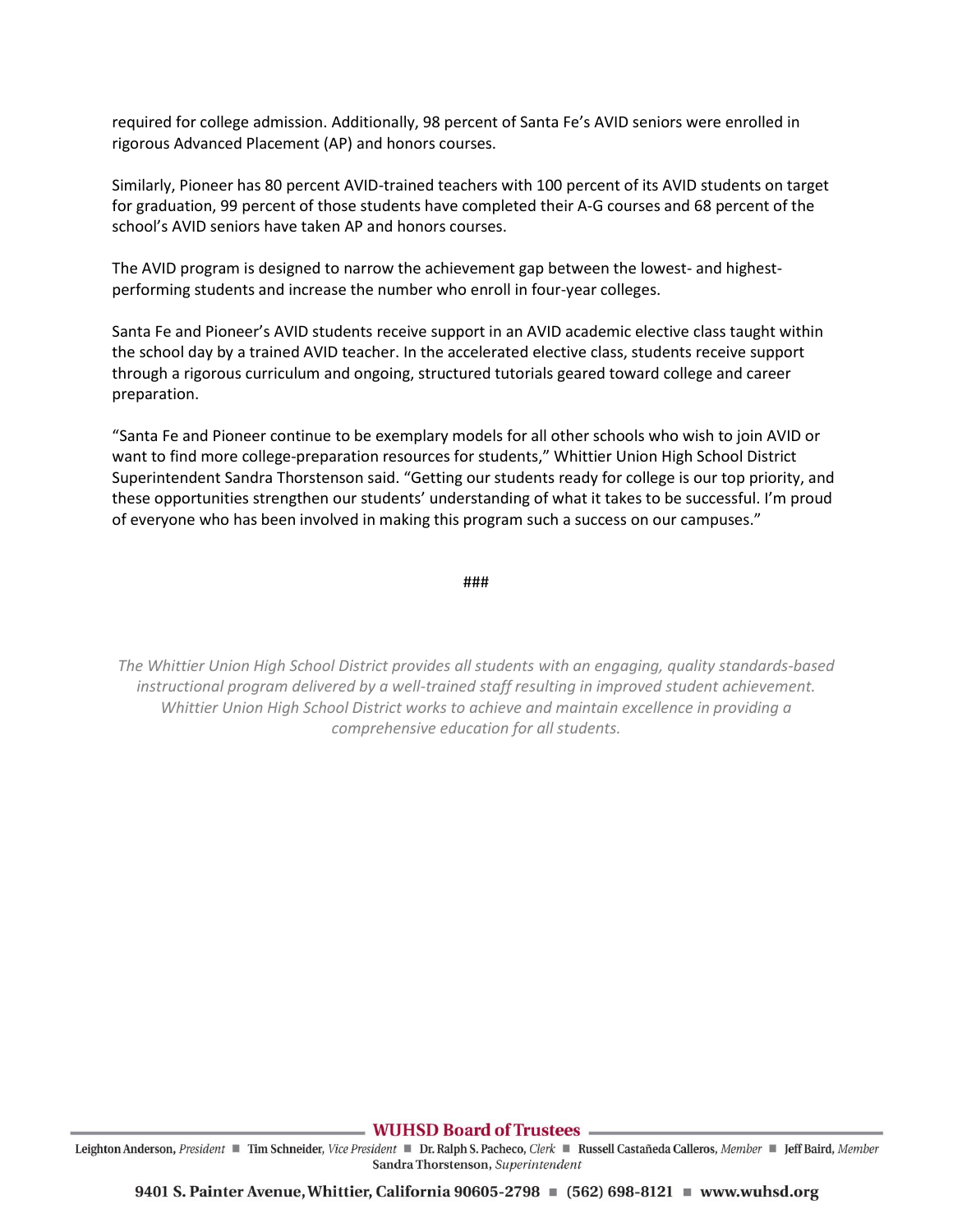required for college admission. Additionally, 98 percent of Santa Fe's AVID seniors were enrolled in rigorous Advanced Placement (AP) and honors courses.

Similarly, Pioneer has 80 percent AVID-trained teachers with 100 percent of its AVID students on target for graduation, 99 percent of those students have completed their A-G courses and 68 percent of the school's AVID seniors have taken AP and honors courses.

The AVID program is designed to narrow the achievement gap between the lowest- and highest-performing students and increase the number who enroll in four-year colleges.

Santa Fe and Pioneer's AVID students receive support in an AVID academic elective class taught within the school day by a trained AVID teacher. In the accelerated elective class, students receive support through a rigorous curriculum and ongoing, structured tutorials geared toward college and career preparation.

"Santa Fe and Pioneer continue to be exemplary models for all other schools who wish to join AVID or want to find more college-preparation resources for students," Whittier Union High School District Superintendent Sandra Thorstenson said. "Getting our students ready for college is our top priority, and these opportunities strengthen our students' understanding of what it takes to be successful. I'm proud of everyone who has been involved in making this program such a success on our campuses."

###

*The Whittier Union High School District provides all students with an engaging, quality standards-based instructional program delivered by a well-trained staff resulting in improved student achievement. Whittier Union High School District works to achieve and maintain excellence in providing a comprehensive education for all students.*

**WUHSD Board of Trustees**

**Leighton Anderson**, *President* ■ **Tim Schneider**, *Vice President* ■ **Dr. Ralph S. Pacheco**, *Clerk* ■ **Russell Castañeda Calleros**, *Member* ■ **Jeff Baird**, *Member*
**Sandra Thorstenson**, *Superintendent*

**9401 S. Painter Avenue, Whittier, California 90605-2798 ■ (562) 698-8121 ■ www.wuhsd.org**